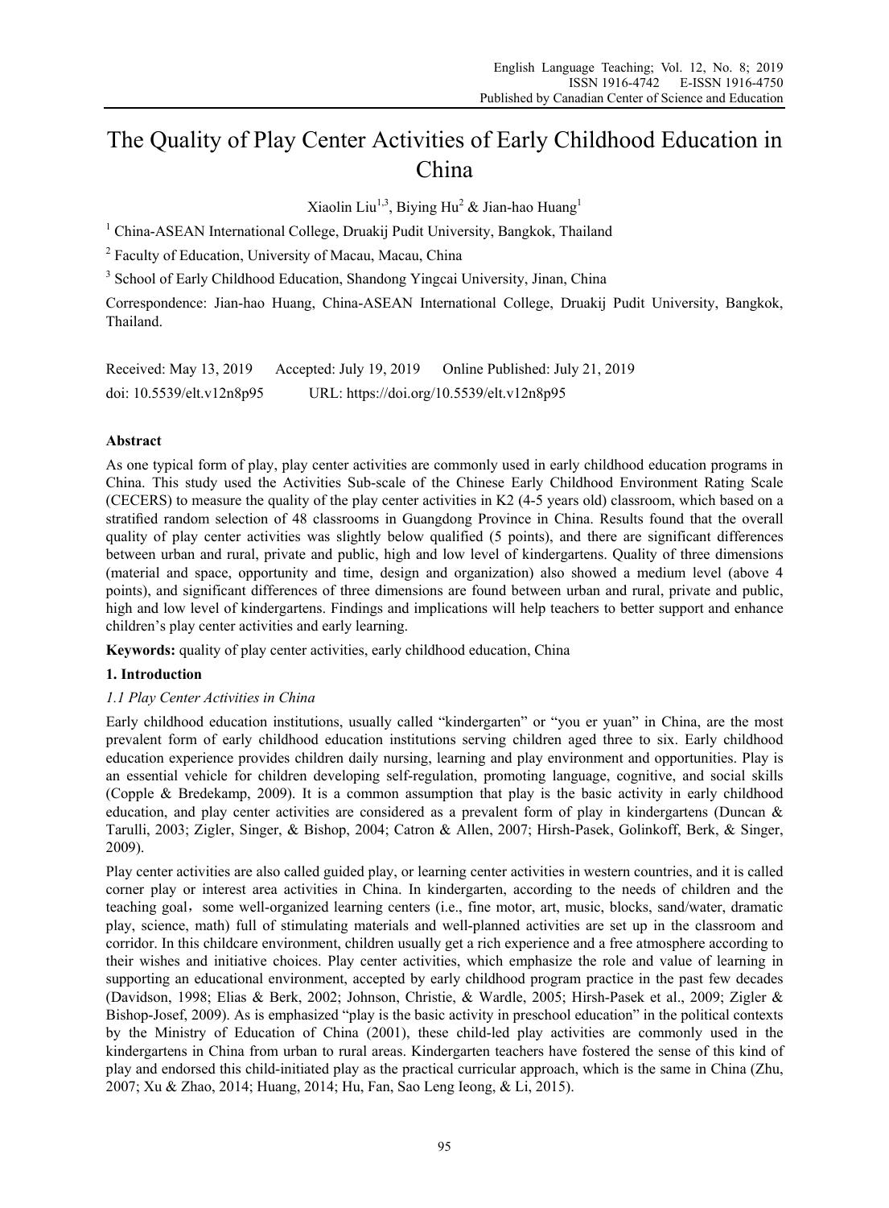# The Quality of Play Center Activities of Early Childhood Education in China

Xiaolin Liu[1,3], Biying Hu[2] & Jian-hao Huang[1]

[1] China-ASEAN International College, Druakij Pudit University, Bangkok, Thailand

[2] Faculty of Education, University of Macau, Macau, China

[3] School of Early Childhood Education, Shandong Yingcai University, Jinan, China

Correspondence: Jian-hao Huang, China-ASEAN International College, Druakij Pudit University, Bangkok, Thailand.

Received: May 13, 2019 Accepted: July 19, 2019 Online Published: July 21, 2019

doi: 10.5539/elt.v12n8p95 URL: https://doi.org/10.5539/elt.v12n8p95

## Abstract

As one typical form of play, play center activities are commonly used in early childhood education programs in China. This study used the Activities Sub-scale of the Chinese Early Childhood Environment Rating Scale (CECERS) to measure the quality of the play center activities in K2 (4-5 years old) classroom, which based on a stratified random selection of 48 classrooms in Guangdong Province in China. Results found that the overall quality of play center activities was slightly below qualified (5 points), and there are significant differences between urban and rural, private and public, high and low level of kindergartens. Quality of three dimensions (material and space, opportunity and time, design and organization) also showed a medium level (above 4 points), and significant differences of three dimensions are found between urban and rural, private and public, high and low level of kindergartens. Findings and implications will help teachers to better support and enhance children's play center activities and early learning.

**Keywords:** quality of play center activities, early childhood education, China

## 1. Introduction

### *1.1 Play Center Activities in China*

Early childhood education institutions, usually called "kindergarten" or "you er yuan" in China, are the most prevalent form of early childhood education institutions serving children aged three to six. Early childhood education experience provides children daily nursing, learning and play environment and opportunities. Play is an essential vehicle for children developing self-regulation, promoting language, cognitive, and social skills (Copple & Bredekamp, 2009). It is a common assumption that play is the basic activity in early childhood education, and play center activities are considered as a prevalent form of play in kindergartens (Duncan & Tarulli, 2003; Zigler, Singer, & Bishop, 2004; Catron & Allen, 2007; Hirsh-Pasek, Golinkoff, Berk, & Singer, 2009).

Play center activities are also called guided play, or learning center activities in western countries, and it is called corner play or interest area activities in China. In kindergarten, according to the needs of children and the teaching goal，some well-organized learning centers (i.e., fine motor, art, music, blocks, sand/water, dramatic play, science, math) full of stimulating materials and well-planned activities are set up in the classroom and corridor. In this childcare environment, children usually get a rich experience and a free atmosphere according to their wishes and initiative choices. Play center activities, which emphasize the role and value of learning in supporting an educational environment, accepted by early childhood program practice in the past few decades (Davidson, 1998; Elias & Berk, 2002; Johnson, Christie, & Wardle, 2005; Hirsh-Pasek et al., 2009; Zigler & Bishop-Josef, 2009). As is emphasized "play is the basic activity in preschool education" in the political contexts by the Ministry of Education of China (2001), these child-led play activities are commonly used in the kindergartens in China from urban to rural areas. Kindergarten teachers have fostered the sense of this kind of play and endorsed this child-initiated play as the practical curricular approach, which is the same in China (Zhu, 2007; Xu & Zhao, 2014; Huang, 2014; Hu, Fan, Sao Leng Ieong, & Li, 2015).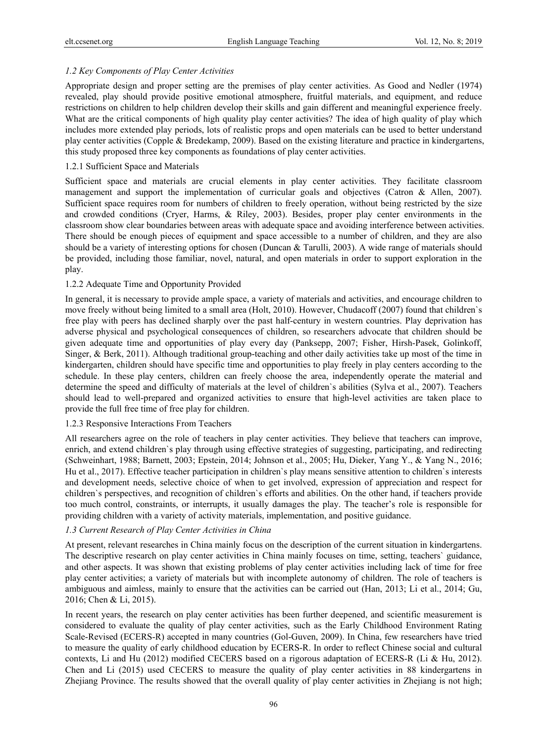### *1.2 Key Components of Play Center Activities*

Appropriate design and proper setting are the premises of play center activities. As Good and Nedler (1974) revealed, play should provide positive emotional atmosphere, fruitful materials, and equipment, and reduce restrictions on children to help children develop their skills and gain different and meaningful experience freely. What are the critical components of high quality play center activities? The idea of high quality of play which includes more extended play periods, lots of realistic props and open materials can be used to better understand play center activities (Copple & Bredekamp, 2009). Based on the existing literature and practice in kindergartens, this study proposed three key components as foundations of play center activities.

#### 1.2.1 Sufficient Space and Materials

Sufficient space and materials are crucial elements in play center activities. They facilitate classroom management and support the implementation of curricular goals and objectives (Catron & Allen, 2007). Sufficient space requires room for numbers of children to freely operation, without being restricted by the size and crowded conditions (Cryer, Harms, & Riley, 2003). Besides, proper play center environments in the classroom show clear boundaries between areas with adequate space and avoiding interference between activities. There should be enough pieces of equipment and space accessible to a number of children, and they are also should be a variety of interesting options for chosen (Duncan & Tarulli, 2003). A wide range of materials should be provided, including those familiar, novel, natural, and open materials in order to support exploration in the play.

#### 1.2.2 Adequate Time and Opportunity Provided

In general, it is necessary to provide ample space, a variety of materials and activities, and encourage children to move freely without being limited to a small area (Holt, 2010). However, Chudacoff (2007) found that children`s free play with peers has declined sharply over the past half-century in western countries. Play deprivation has adverse physical and psychological consequences of children, so researchers advocate that children should be given adequate time and opportunities of play every day (Panksepp, 2007; Fisher, Hirsh-Pasek, Golinkoff, Singer, & Berk, 2011). Although traditional group-teaching and other daily activities take up most of the time in kindergarten, children should have specific time and opportunities to play freely in play centers according to the schedule. In these play centers, children can freely choose the area, independently operate the material and determine the speed and difficulty of materials at the level of children`s abilities (Sylva et al., 2007). Teachers should lead to well-prepared and organized activities to ensure that high-level activities are taken place to provide the full free time of free play for children.

#### 1.2.3 Responsive Interactions From Teachers

All researchers agree on the role of teachers in play center activities. They believe that teachers can improve, enrich, and extend children`s play through using effective strategies of suggesting, participating, and redirecting (Schweinhart, 1988; Barnett, 2003; Epstein, 2014; Johnson et al., 2005; Hu, Dieker, Yang Y., & Yang N., 2016; Hu et al., 2017). Effective teacher participation in children`s play means sensitive attention to children`s interests and development needs, selective choice of when to get involved, expression of appreciation and respect for children`s perspectives, and recognition of children`s efforts and abilities. On the other hand, if teachers provide too much control, constraints, or interrupts, it usually damages the play. The teacher's role is responsible for providing children with a variety of activity materials, implementation, and positive guidance.

### *1.3 Current Research of Play Center Activities in China*

At present, relevant researches in China mainly focus on the description of the current situation in kindergartens. The descriptive research on play center activities in China mainly focuses on time, setting, teachers` guidance, and other aspects. It was shown that existing problems of play center activities including lack of time for free play center activities; a variety of materials but with incomplete autonomy of children. The role of teachers is ambiguous and aimless, mainly to ensure that the activities can be carried out (Han, 2013; Li et al., 2014; Gu, 2016; Chen & Li, 2015).

In recent years, the research on play center activities has been further deepened, and scientific measurement is considered to evaluate the quality of play center activities, such as the Early Childhood Environment Rating Scale-Revised (ECERS-R) accepted in many countries (Gol-Guven, 2009). In China, few researchers have tried to measure the quality of early childhood education by ECERS-R. In order to reflect Chinese social and cultural contexts, Li and Hu (2012) modified CECERS based on a rigorous adaptation of ECERS-R (Li & Hu, 2012). Chen and Li (2015) used CECERS to measure the quality of play center activities in 88 kindergartens in Zhejiang Province. The results showed that the overall quality of play center activities in Zhejiang is not high;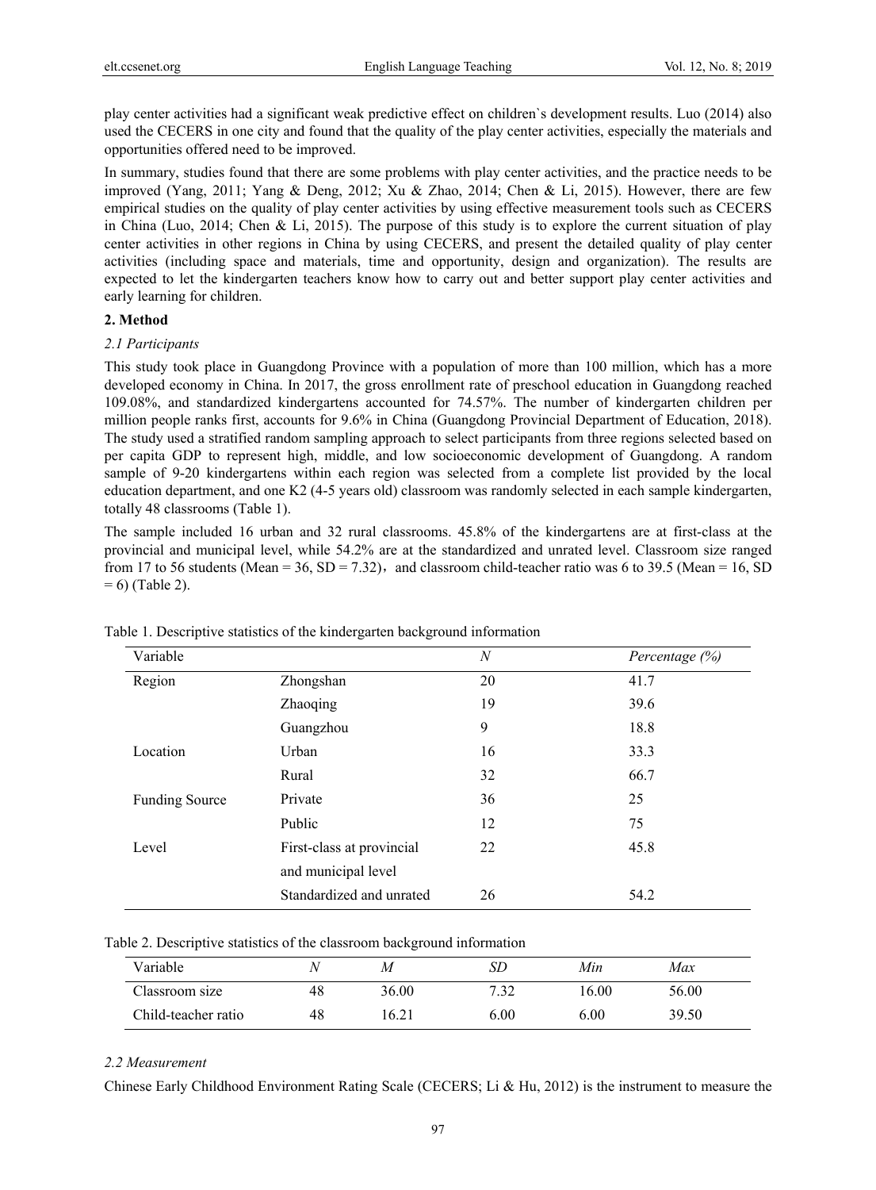play center activities had a significant weak predictive effect on children`s development results. Luo (2014) also used the CECERS in one city and found that the quality of the play center activities, especially the materials and opportunities offered need to be improved.

In summary, studies found that there are some problems with play center activities, and the practice needs to be improved (Yang, 2011; Yang & Deng, 2012; Xu & Zhao, 2014; Chen & Li, 2015). However, there are few empirical studies on the quality of play center activities by using effective measurement tools such as CECERS in China (Luo, 2014; Chen & Li, 2015). The purpose of this study is to explore the current situation of play center activities in other regions in China by using CECERS, and present the detailed quality of play center activities (including space and materials, time and opportunity, design and organization). The results are expected to let the kindergarten teachers know how to carry out and better support play center activities and early learning for children.

## 2. Method

### *2.1 Participants*

This study took place in Guangdong Province with a population of more than 100 million, which has a more developed economy in China. In 2017, the gross enrollment rate of preschool education in Guangdong reached 109.08%, and standardized kindergartens accounted for 74.57%. The number of kindergarten children per million people ranks first, accounts for 9.6% in China (Guangdong Provincial Department of Education, 2018). The study used a stratified random sampling approach to select participants from three regions selected based on per capita GDP to represent high, middle, and low socioeconomic development of Guangdong. A random sample of 9-20 kindergartens within each region was selected from a complete list provided by the local education department, and one K2 (4-5 years old) classroom was randomly selected in each sample kindergarten, totally 48 classrooms (Table 1).

The sample included 16 urban and 32 rural classrooms. 45.8% of the kindergartens are at first-class at the provincial and municipal level, while 54.2% are at the standardized and unrated level. Classroom size ranged from 17 to 56 students (Mean = 36, SD = 7.32)，and classroom child-teacher ratio was 6 to 39.5 (Mean = 16, SD = 6) (Table 2).

Table 1. Descriptive statistics of the kindergarten background information

| Variable | | *N* | *Percentage (%)* |
|---|---|---|---|
| Region | Zhongshan | 20 | 41.7 |
| | Zhaoqing | 19 | 39.6 |
| | Guangzhou | 9 | 18.8 |
| Location | Urban | 16 | 33.3 |
| | Rural | 32 | 66.7 |
| Funding Source | Private | 36 | 25 |
| | Public | 12 | 75 |
| Level | First-class at provincial and municipal level | 22 | 45.8 |
| | Standardized and unrated | 26 | 54.2 |

Table 2. Descriptive statistics of the classroom background information

| Variable | *N* | *M* | *SD* | *Min* | *Max* |
|---|---|---|---|---|---|
| Classroom size | 48 | 36.00 | 7.32 | 16.00 | 56.00 |
| Child-teacher ratio | 48 | 16.21 | 6.00 | 6.00 | 39.50 |

### *2.2 Measurement*

Chinese Early Childhood Environment Rating Scale (CECERS; Li & Hu, 2012) is the instrument to measure the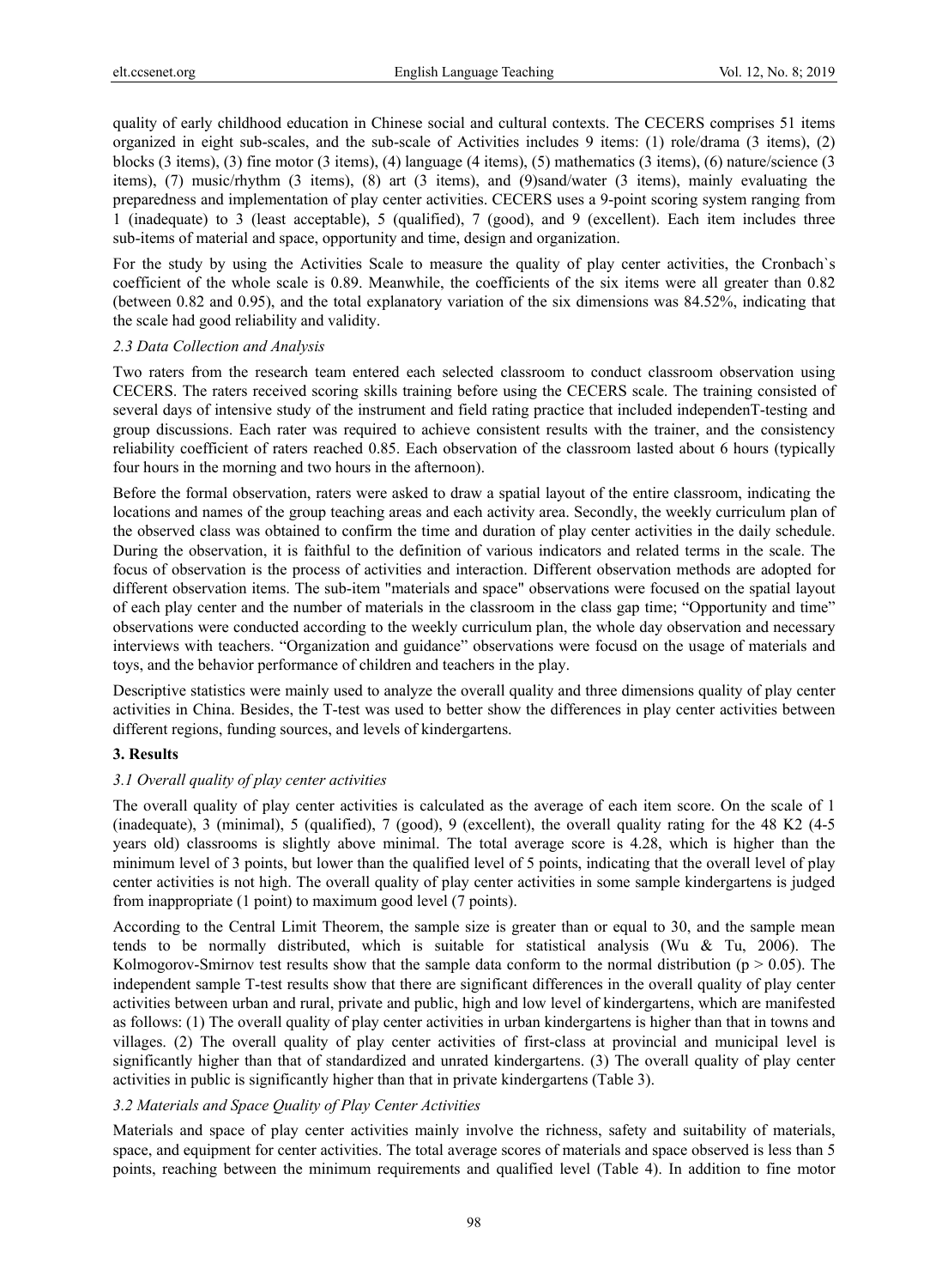quality of early childhood education in Chinese social and cultural contexts. The CECERS comprises 51 items organized in eight sub-scales, and the sub-scale of Activities includes 9 items: (1) role/drama (3 items), (2) blocks (3 items), (3) fine motor (3 items), (4) language (4 items), (5) mathematics (3 items), (6) nature/science (3 items), (7) music/rhythm (3 items), (8) art (3 items), and (9)sand/water (3 items), mainly evaluating the preparedness and implementation of play center activities. CECERS uses a 9-point scoring system ranging from 1 (inadequate) to 3 (least acceptable), 5 (qualified), 7 (good), and 9 (excellent). Each item includes three sub-items of material and space, opportunity and time, design and organization.

For the study by using the Activities Scale to measure the quality of play center activities, the Cronbach`s coefficient of the whole scale is 0.89. Meanwhile, the coefficients of the six items were all greater than 0.82 (between 0.82 and 0.95), and the total explanatory variation of the six dimensions was 84.52%, indicating that the scale had good reliability and validity.

### *2.3 Data Collection and Analysis*

Two raters from the research team entered each selected classroom to conduct classroom observation using CECERS. The raters received scoring skills training before using the CECERS scale. The training consisted of several days of intensive study of the instrument and field rating practice that included independenT-testing and group discussions. Each rater was required to achieve consistent results with the trainer, and the consistency reliability coefficient of raters reached 0.85. Each observation of the classroom lasted about 6 hours (typically four hours in the morning and two hours in the afternoon).

Before the formal observation, raters were asked to draw a spatial layout of the entire classroom, indicating the locations and names of the group teaching areas and each activity area. Secondly, the weekly curriculum plan of the observed class was obtained to confirm the time and duration of play center activities in the daily schedule. During the observation, it is faithful to the definition of various indicators and related terms in the scale. The focus of observation is the process of activities and interaction. Different observation methods are adopted for different observation items. The sub-item "materials and space" observations were focused on the spatial layout of each play center and the number of materials in the classroom in the class gap time; “Opportunity and time” observations were conducted according to the weekly curriculum plan, the whole day observation and necessary interviews with teachers. “Organization and guidance” observations were focusd on the usage of materials and toys, and the behavior performance of children and teachers in the play.

Descriptive statistics were mainly used to analyze the overall quality and three dimensions quality of play center activities in China. Besides, the T-test was used to better show the differences in play center activities between different regions, funding sources, and levels of kindergartens.

## 3. Results

### *3.1 Overall quality of play center activities*

The overall quality of play center activities is calculated as the average of each item score. On the scale of 1 (inadequate), 3 (minimal), 5 (qualified), 7 (good), 9 (excellent), the overall quality rating for the 48 K2 (4-5 years old) classrooms is slightly above minimal. The total average score is 4.28, which is higher than the minimum level of 3 points, but lower than the qualified level of 5 points, indicating that the overall level of play center activities is not high. The overall quality of play center activities in some sample kindergartens is judged from inappropriate (1 point) to maximum good level (7 points).

According to the Central Limit Theorem, the sample size is greater than or equal to 30, and the sample mean tends to be normally distributed, which is suitable for statistical analysis (Wu & Tu, 2006). The Kolmogorov-Smirnov test results show that the sample data conform to the normal distribution ($p > 0.05$). The independent sample T-test results show that there are significant differences in the overall quality of play center activities between urban and rural, private and public, high and low level of kindergartens, which are manifested as follows: (1) The overall quality of play center activities in urban kindergartens is higher than that in towns and villages. (2) The overall quality of play center activities of first-class at provincial and municipal level is significantly higher than that of standardized and unrated kindergartens. (3) The overall quality of play center activities in public is significantly higher than that in private kindergartens (Table 3).

### *3.2 Materials and Space Quality of Play Center Activities*

Materials and space of play center activities mainly involve the richness, safety and suitability of materials, space, and equipment for center activities. The total average scores of materials and space observed is less than 5 points, reaching between the minimum requirements and qualified level (Table 4). In addition to fine motor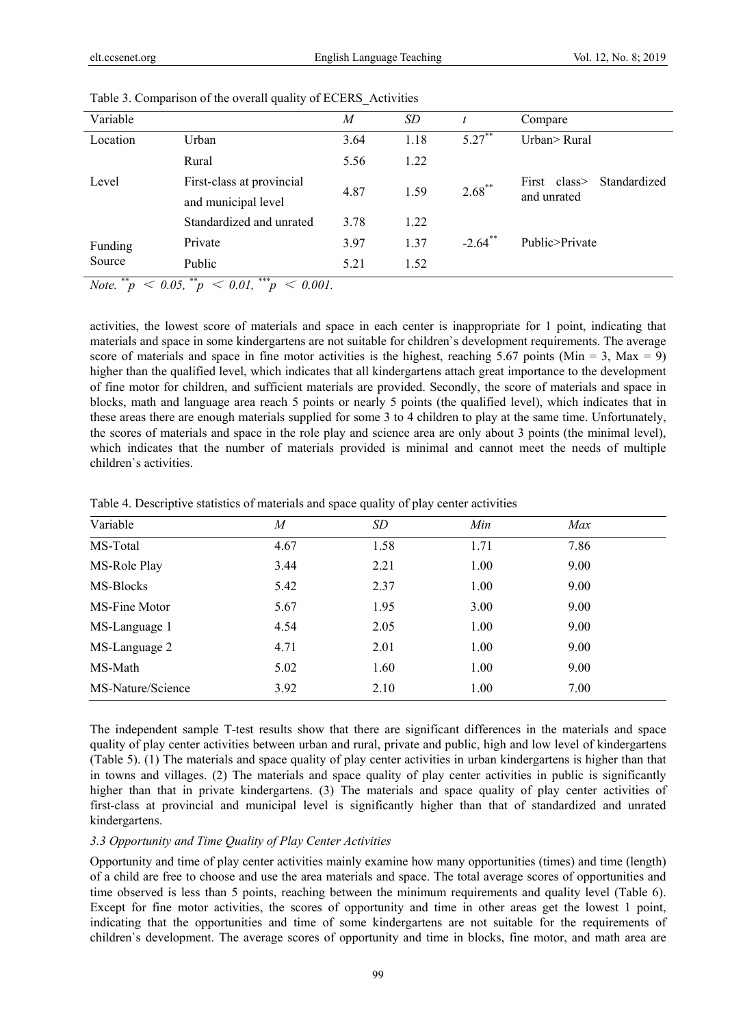Table 3. Comparison of the overall quality of ECERS_Activities

| Variable | | $M$ | $SD$ | $t$ | Compare |
|---|---|---|---|---|---|
| Location | Urban | 3.64 | 1.18 | $5.27^{**}$ | Urban> Rural |
| | Rural | 5.56 | 1.22 | | |
| Level | First-class at provincial and municipal level | 4.87 | 1.59 | $2.68^{**}$ | First class> Standardized and unrated |
| | Standardized and unrated | 3.78 | 1.22 | | |
| Funding Source | Private | 3.97 | 1.37 | $-2.64^{**}$ | Public>Private |
| | Public | 5.21 | 1.52 | | |

*Note.* $^{**}p < 0.05$, $^{**}p < 0.01$, $^{***}p < 0.001$.

activities, the lowest score of materials and space in each center is inappropriate for 1 point, indicating that materials and space in some kindergartens are not suitable for children`s development requirements. The average score of materials and space in fine motor activities is the highest, reaching 5.67 points (Min = 3, Max = 9) higher than the qualified level, which indicates that all kindergartens attach great importance to the development of fine motor for children, and sufficient materials are provided. Secondly, the score of materials and space in blocks, math and language area reach 5 points or nearly 5 points (the qualified level), which indicates that in these areas there are enough materials supplied for some 3 to 4 children to play at the same time. Unfortunately, the scores of materials and space in the role play and science area are only about 3 points (the minimal level), which indicates that the number of materials provided is minimal and cannot meet the needs of multiple children`s activities.

Table 4. Descriptive statistics of materials and space quality of play center activities

| Variable | $M$ | $SD$ | $Min$ | $Max$ |
|---|---|---|---|---|
| MS-Total | 4.67 | 1.58 | 1.71 | 7.86 |
| MS-Role Play | 3.44 | 2.21 | 1.00 | 9.00 |
| MS-Blocks | 5.42 | 2.37 | 1.00 | 9.00 |
| MS-Fine Motor | 5.67 | 1.95 | 3.00 | 9.00 |
| MS-Language 1 | 4.54 | 2.05 | 1.00 | 9.00 |
| MS-Language 2 | 4.71 | 2.01 | 1.00 | 9.00 |
| MS-Math | 5.02 | 1.60 | 1.00 | 9.00 |
| MS-Nature/Science | 3.92 | 2.10 | 1.00 | 7.00 |

The independent sample T-test results show that there are significant differences in the materials and space quality of play center activities between urban and rural, private and public, high and low level of kindergartens (Table 5). (1) The materials and space quality of play center activities in urban kindergartens is higher than that in towns and villages. (2) The materials and space quality of play center activities in public is significantly higher than that in private kindergartens. (3) The materials and space quality of play center activities of first-class at provincial and municipal level is significantly higher than that of standardized and unrated kindergartens.

### *3.3 Opportunity and Time Quality of Play Center Activities*

Opportunity and time of play center activities mainly examine how many opportunities (times) and time (length) of a child are free to choose and use the area materials and space. The total average scores of opportunities and time observed is less than 5 points, reaching between the minimum requirements and quality level (Table 6). Except for fine motor activities, the scores of opportunity and time in other areas get the lowest 1 point, indicating that the opportunities and time of some kindergartens are not suitable for the requirements of children`s development. The average scores of opportunity and time in blocks, fine motor, and math area are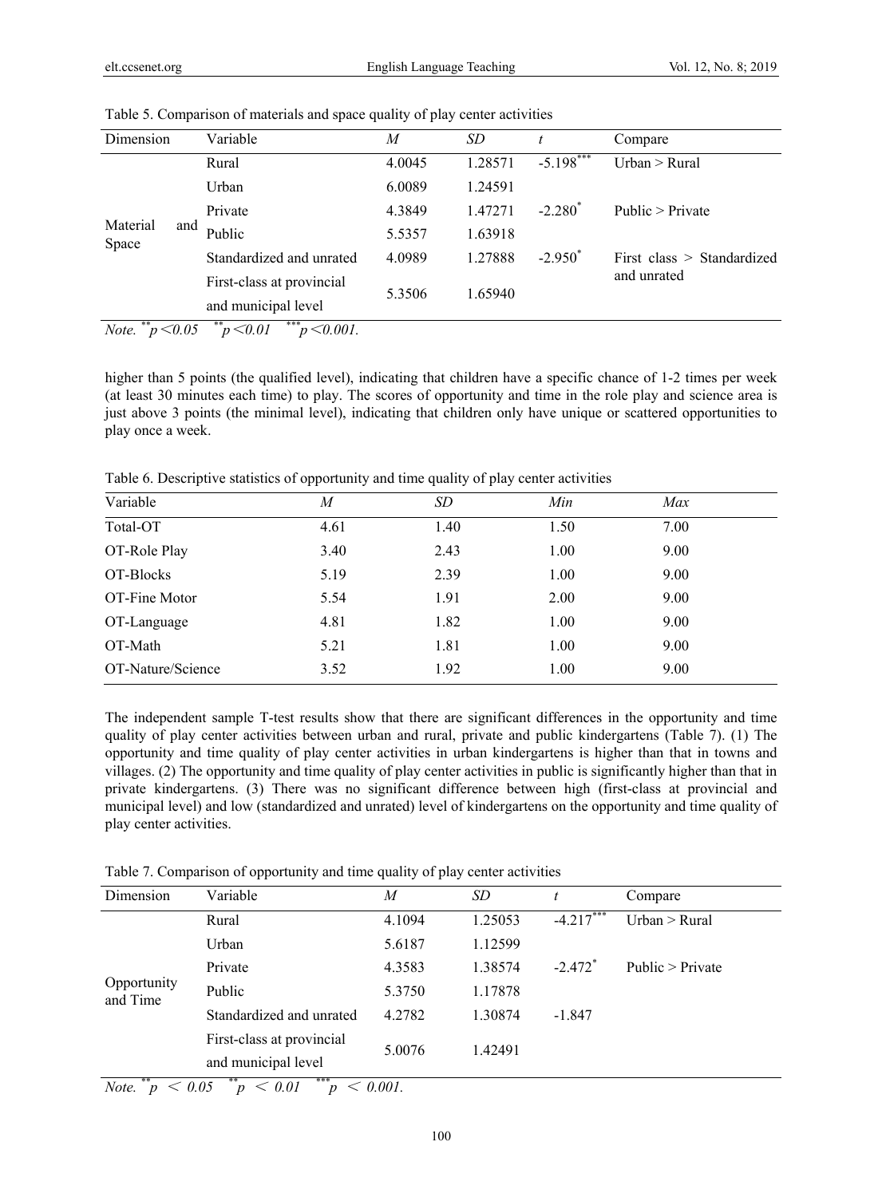Table 5. Comparison of materials and space quality of play center activities

| Dimension | Variable | *M* | *SD* | *t* | Compare |
|---|---|---|---|---|---|
| Material and Space | Rural | 4.0045 | 1.28571 | $-5.198^{***}$ | Urban > Rural |
| | Urban | 6.0089 | 1.24591 | | |
| | Private | 4.3849 | 1.47271 | $-2.280^{*}$ | Public > Private |
| | Public | 5.5357 | 1.63918 | | |
| | Standardized and unrated | 4.0989 | 1.27888 | $-2.950^{*}$ | First class > Standardized and unrated |
| | First-class at provincial and municipal level | 5.3506 | 1.65940 | | |

*Note.* $^{**}p<0.05$ $^{**}p<0.01$ $^{***}p<0.001$.

higher than 5 points (the qualified level), indicating that children have a specific chance of 1-2 times per week (at least 30 minutes each time) to play. The scores of opportunity and time in the role play and science area is just above 3 points (the minimal level), indicating that children only have unique or scattered opportunities to play once a week.

Table 6. Descriptive statistics of opportunity and time quality of play center activities

| Variable | *M* | *SD* | *Min* | *Max* |
|---|---|---|---|---|
| Total-OT | 4.61 | 1.40 | 1.50 | 7.00 |
| OT-Role Play | 3.40 | 2.43 | 1.00 | 9.00 |
| OT-Blocks | 5.19 | 2.39 | 1.00 | 9.00 |
| OT-Fine Motor | 5.54 | 1.91 | 2.00 | 9.00 |
| OT-Language | 4.81 | 1.82 | 1.00 | 9.00 |
| OT-Math | 5.21 | 1.81 | 1.00 | 9.00 |
| OT-Nature/Science | 3.52 | 1.92 | 1.00 | 9.00 |

The independent sample T-test results show that there are significant differences in the opportunity and time quality of play center activities between urban and rural, private and public kindergartens (Table 7). (1) The opportunity and time quality of play center activities in urban kindergartens is higher than that in towns and villages. (2) The opportunity and time quality of play center activities in public is significantly higher than that in private kindergartens. (3) There was no significant difference between high (first-class at provincial and municipal level) and low (standardized and unrated) level of kindergartens on the opportunity and time quality of play center activities.

Table 7. Comparison of opportunity and time quality of play center activities

| Dimension | Variable | *M* | *SD* | *t* | Compare |
|---|---|---|---|---|---|
| Opportunity and Time | Rural | 4.1094 | 1.25053 | $-4.217^{***}$ | Urban > Rural |
| | Urban | 5.6187 | 1.12599 | | |
| | Private | 4.3583 | 1.38574 | $-2.472^{*}$ | Public > Private |
| | Public | 5.3750 | 1.17878 | | |
| | Standardized and unrated | 4.2782 | 1.30874 | -1.847 | |
| | First-class at provincial and municipal level | 5.0076 | 1.42491 | | |

*Note.* $^{**}p < 0.05$ $^{**}p < 0.01$ $^{***}p < 0.001$.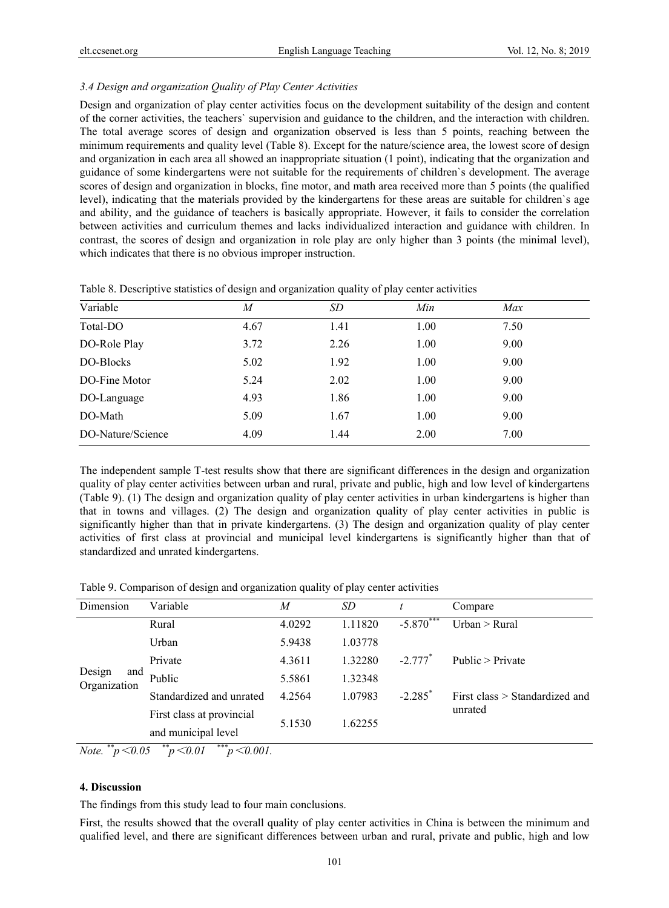### *3.4 Design and organization Quality of Play Center Activities*

Design and organization of play center activities focus on the development suitability of the design and content of the corner activities, the teachers` supervision and guidance to the children, and the interaction with children. The total average scores of design and organization observed is less than 5 points, reaching between the minimum requirements and quality level (Table 8). Except for the nature/science area, the lowest score of design and organization in each area all showed an inappropriate situation (1 point), indicating that the organization and guidance of some kindergartens were not suitable for the requirements of children`s development. The average scores of design and organization in blocks, fine motor, and math area received more than 5 points (the qualified level), indicating that the materials provided by the kindergartens for these areas are suitable for children`s age and ability, and the guidance of teachers is basically appropriate. However, it fails to consider the correlation between activities and curriculum themes and lacks individualized interaction and guidance with children. In contrast, the scores of design and organization in role play are only higher than 3 points (the minimal level), which indicates that there is no obvious improper instruction.

Table 8. Descriptive statistics of design and organization quality of play center activities

| Variable | *M* | *SD* | *Min* | *Max* |
|---|---|---|---|---|
| Total-DO | 4.67 | 1.41 | 1.00 | 7.50 |
| DO-Role Play | 3.72 | 2.26 | 1.00 | 9.00 |
| DO-Blocks | 5.02 | 1.92 | 1.00 | 9.00 |
| DO-Fine Motor | 5.24 | 2.02 | 1.00 | 9.00 |
| DO-Language | 4.93 | 1.86 | 1.00 | 9.00 |
| DO-Math | 5.09 | 1.67 | 1.00 | 9.00 |
| DO-Nature/Science | 4.09 | 1.44 | 2.00 | 7.00 |

The independent sample T-test results show that there are significant differences in the design and organization quality of play center activities between urban and rural, private and public, high and low level of kindergartens (Table 9). (1) The design and organization quality of play center activities in urban kindergartens is higher than that in towns and villages. (2) The design and organization quality of play center activities in public is significantly higher than that in private kindergartens. (3) The design and organization quality of play center activities of first class at provincial and municipal level kindergartens is significantly higher than that of standardized and unrated kindergartens.

Table 9. Comparison of design and organization quality of play center activities

| Dimension | Variable | *M* | *SD* | *t* | Compare |
|---|---|---|---|---|---|
| Design and Organization | Rural | 4.0292 | 1.11820 | $-5.870^{***}$ | Urban > Rural |
| | Urban | 5.9438 | 1.03778 | | |
| | Private | 4.3611 | 1.32280 | $-2.777^{*}$ | Public > Private |
| | Public | 5.5861 | 1.32348 | | |
| | Standardized and unrated | 4.2564 | 1.07983 | $-2.285^{*}$ | First class > Standardized and unrated |
| | First class at provincial and municipal level | 5.1530 | 1.62255 | | |

*Note.* $^{**}p<0.05$ $^{**}p<0.01$ $^{***}p<0.001$.

## 4. Discussion

The findings from this study lead to four main conclusions.

First, the results showed that the overall quality of play center activities in China is between the minimum and qualified level, and there are significant differences between urban and rural, private and public, high and low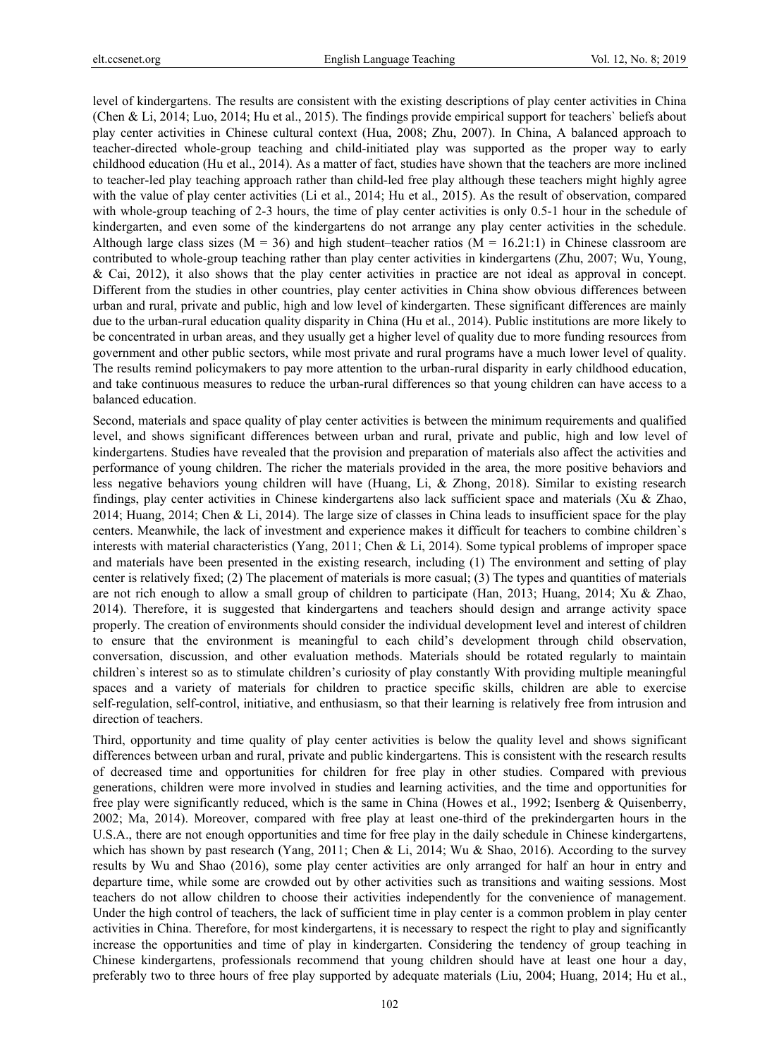level of kindergartens. The results are consistent with the existing descriptions of play center activities in China (Chen & Li, 2014; Luo, 2014; Hu et al., 2015). The findings provide empirical support for teachers` beliefs about play center activities in Chinese cultural context (Hua, 2008; Zhu, 2007). In China, A balanced approach to teacher-directed whole-group teaching and child-initiated play was supported as the proper way to early childhood education (Hu et al., 2014). As a matter of fact, studies have shown that the teachers are more inclined to teacher-led play teaching approach rather than child-led free play although these teachers might highly agree with the value of play center activities (Li et al., 2014; Hu et al., 2015). As the result of observation, compared with whole-group teaching of 2-3 hours, the time of play center activities is only 0.5-1 hour in the schedule of kindergarten, and even some of the kindergartens do not arrange any play center activities in the schedule. Although large class sizes ($M = 36$) and high student–teacher ratios ($M = 16.21:1$) in Chinese classroom are contributed to whole-group teaching rather than play center activities in kindergartens (Zhu, 2007; Wu, Young, & Cai, 2012), it also shows that the play center activities in practice are not ideal as approval in concept. Different from the studies in other countries, play center activities in China show obvious differences between urban and rural, private and public, high and low level of kindergarten. These significant differences are mainly due to the urban-rural education quality disparity in China (Hu et al., 2014). Public institutions are more likely to be concentrated in urban areas, and they usually get a higher level of quality due to more funding resources from government and other public sectors, while most private and rural programs have a much lower level of quality. The results remind policymakers to pay more attention to the urban-rural disparity in early childhood education, and take continuous measures to reduce the urban-rural differences so that young children can have access to a balanced education.

Second, materials and space quality of play center activities is between the minimum requirements and qualified level, and shows significant differences between urban and rural, private and public, high and low level of kindergartens. Studies have revealed that the provision and preparation of materials also affect the activities and performance of young children. The richer the materials provided in the area, the more positive behaviors and less negative behaviors young children will have (Huang, Li, & Zhong, 2018). Similar to existing research findings, play center activities in Chinese kindergartens also lack sufficient space and materials (Xu & Zhao, 2014; Huang, 2014; Chen & Li, 2014). The large size of classes in China leads to insufficient space for the play centers. Meanwhile, the lack of investment and experience makes it difficult for teachers to combine children`s interests with material characteristics (Yang, 2011; Chen & Li, 2014). Some typical problems of improper space and materials have been presented in the existing research, including (1) The environment and setting of play center is relatively fixed; (2) The placement of materials is more casual; (3) The types and quantities of materials are not rich enough to allow a small group of children to participate (Han, 2013; Huang, 2014; Xu & Zhao, 2014). Therefore, it is suggested that kindergartens and teachers should design and arrange activity space properly. The creation of environments should consider the individual development level and interest of children to ensure that the environment is meaningful to each child's development through child observation, conversation, discussion, and other evaluation methods. Materials should be rotated regularly to maintain children`s interest so as to stimulate children's curiosity of play constantly With providing multiple meaningful spaces and a variety of materials for children to practice specific skills, children are able to exercise self-regulation, self-control, initiative, and enthusiasm, so that their learning is relatively free from intrusion and direction of teachers.

Third, opportunity and time quality of play center activities is below the quality level and shows significant differences between urban and rural, private and public kindergartens. This is consistent with the research results of decreased time and opportunities for children for free play in other studies. Compared with previous generations, children were more involved in studies and learning activities, and the time and opportunities for free play were significantly reduced, which is the same in China (Howes et al., 1992; Isenberg & Quisenberry, 2002; Ma, 2014). Moreover, compared with free play at least one-third of the prekindergarten hours in the U.S.A., there are not enough opportunities and time for free play in the daily schedule in Chinese kindergartens, which has shown by past research (Yang, 2011; Chen & Li, 2014; Wu & Shao, 2016). According to the survey results by Wu and Shao (2016), some play center activities are only arranged for half an hour in entry and departure time, while some are crowded out by other activities such as transitions and waiting sessions. Most teachers do not allow children to choose their activities independently for the convenience of management. Under the high control of teachers, the lack of sufficient time in play center is a common problem in play center activities in China. Therefore, for most kindergartens, it is necessary to respect the right to play and significantly increase the opportunities and time of play in kindergarten. Considering the tendency of group teaching in Chinese kindergartens, professionals recommend that young children should have at least one hour a day, preferably two to three hours of free play supported by adequate materials (Liu, 2004; Huang, 2014; Hu et al.,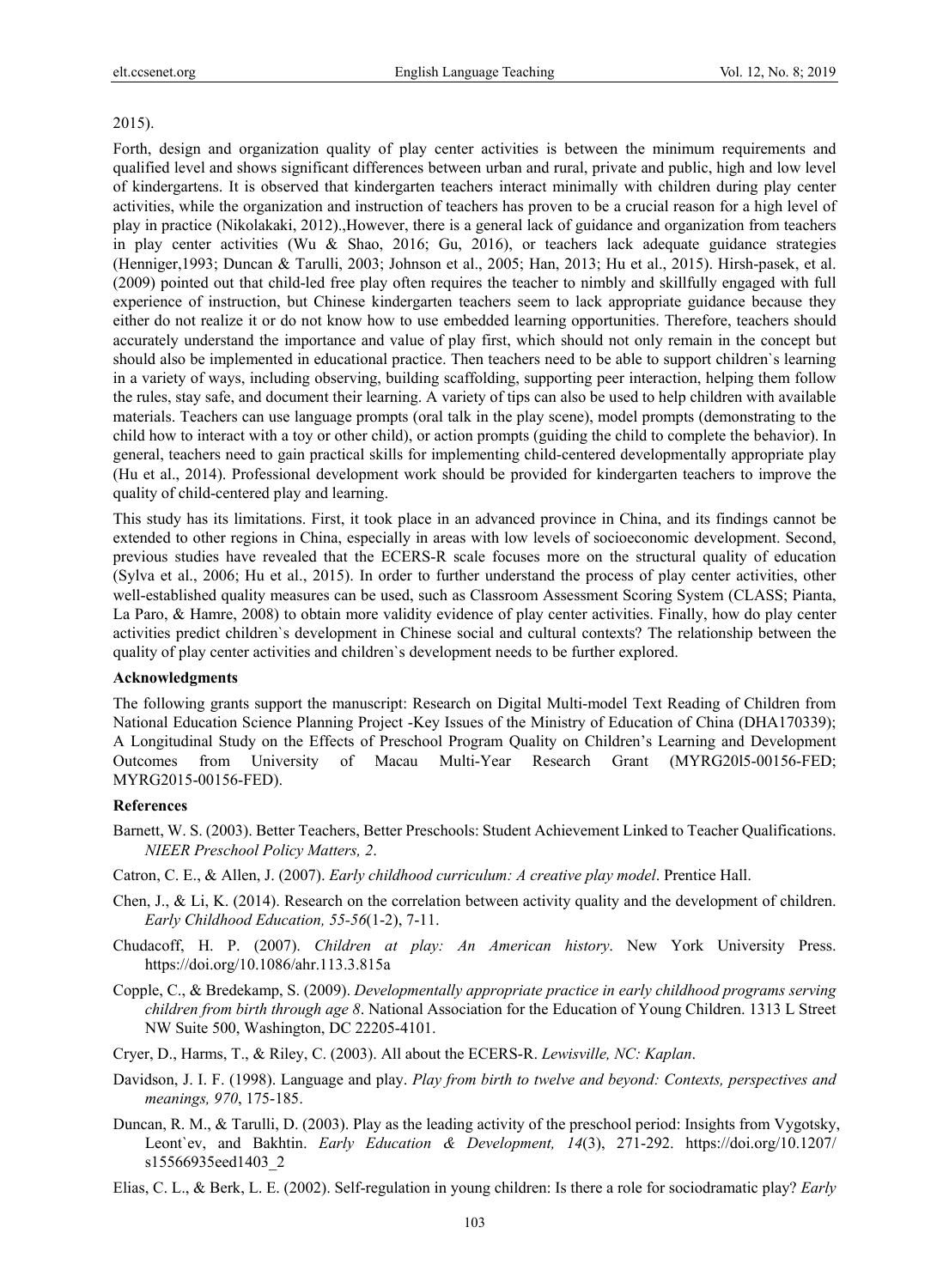2015).

Forth, design and organization quality of play center activities is between the minimum requirements and qualified level and shows significant differences between urban and rural, private and public, high and low level of kindergartens. It is observed that kindergarten teachers interact minimally with children during play center activities, while the organization and instruction of teachers has proven to be a crucial reason for a high level of play in practice (Nikolakaki, 2012).,However, there is a general lack of guidance and organization from teachers in play center activities (Wu & Shao, 2016; Gu, 2016), or teachers lack adequate guidance strategies (Henniger,1993; Duncan & Tarulli, 2003; Johnson et al., 2005; Han, 2013; Hu et al., 2015). Hirsh-pasek, et al. (2009) pointed out that child-led free play often requires the teacher to nimbly and skillfully engaged with full experience of instruction, but Chinese kindergarten teachers seem to lack appropriate guidance because they either do not realize it or do not know how to use embedded learning opportunities. Therefore, teachers should accurately understand the importance and value of play first, which should not only remain in the concept but should also be implemented in educational practice. Then teachers need to be able to support children`s learning in a variety of ways, including observing, building scaffolding, supporting peer interaction, helping them follow the rules, stay safe, and document their learning. A variety of tips can also be used to help children with available materials. Teachers can use language prompts (oral talk in the play scene), model prompts (demonstrating to the child how to interact with a toy or other child), or action prompts (guiding the child to complete the behavior). In general, teachers need to gain practical skills for implementing child-centered developmentally appropriate play (Hu et al., 2014). Professional development work should be provided for kindergarten teachers to improve the quality of child-centered play and learning.

This study has its limitations. First, it took place in an advanced province in China, and its findings cannot be extended to other regions in China, especially in areas with low levels of socioeconomic development. Second, previous studies have revealed that the ECERS-R scale focuses more on the structural quality of education (Sylva et al., 2006; Hu et al., 2015). In order to further understand the process of play center activities, other well-established quality measures can be used, such as Classroom Assessment Scoring System (CLASS; Pianta, La Paro, & Hamre, 2008) to obtain more validity evidence of play center activities. Finally, how do play center activities predict children`s development in Chinese social and cultural contexts? The relationship between the quality of play center activities and children`s development needs to be further explored.

## Acknowledgments

The following grants support the manuscript: Research on Digital Multi-model Text Reading of Children from National Education Science Planning Project -Key Issues of the Ministry of Education of China (DHA170339); A Longitudinal Study on the Effects of Preschool Program Quality on Children's Learning and Development Outcomes from University of Macau Multi-Year Research Grant (MYRG20l5-00156-FED; MYRG2015-00156-FED).

## References

Barnett, W. S. (2003). Better Teachers, Better Preschools: Student Achievement Linked to Teacher Qualifications. *NIEER Preschool Policy Matters, 2*.

Catron, C. E., & Allen, J. (2007). *Early childhood curriculum: A creative play model*. Prentice Hall.

Chen, J., & Li, K. (2014). Research on the correlation between activity quality and the development of children. *Early Childhood Education, 55-56*(1-2), 7-11.

Chudacoff, H. P. (2007). *Children at play: An American history*. New York University Press. https://doi.org/10.1086/ahr.113.3.815a

Copple, C., & Bredekamp, S. (2009). *Developmentally appropriate practice in early childhood programs serving children from birth through age 8*. National Association for the Education of Young Children. 1313 L Street NW Suite 500, Washington, DC 22205-4101.

Cryer, D., Harms, T., & Riley, C. (2003). All about the ECERS-R. *Lewisville, NC: Kaplan*.

Davidson, J. I. F. (1998). Language and play. *Play from birth to twelve and beyond: Contexts, perspectives and meanings, 970*, 175-185.

Duncan, R. M., & Tarulli, D. (2003). Play as the leading activity of the preschool period: Insights from Vygotsky, Leont`ev, and Bakhtin. *Early Education & Development, 14*(3), 271-292. https://doi.org/10.1207/s15566935eed1403_2

Elias, C. L., & Berk, L. E. (2002). Self-regulation in young children: Is there a role for sociodramatic play? *Early*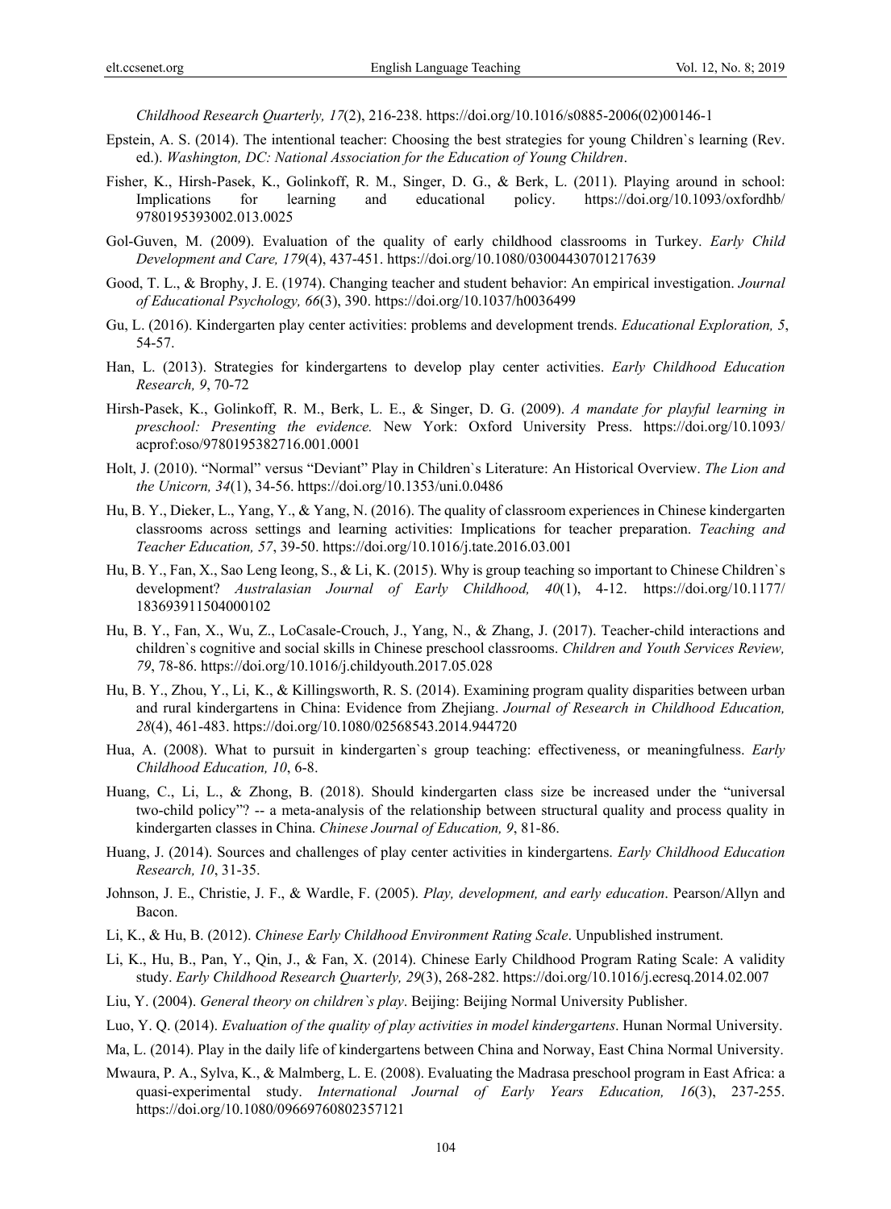*Childhood Research Quarterly, 17*(2), 216-238. https://doi.org/10.1016/s0885-2006(02)00146-1

Epstein, A. S. (2014). The intentional teacher: Choosing the best strategies for young Children`s learning (Rev. ed.). *Washington, DC: National Association for the Education of Young Children*.

Fisher, K., Hirsh-Pasek, K., Golinkoff, R. M., Singer, D. G., & Berk, L. (2011). Playing around in school: Implications for learning and educational policy. https://doi.org/10.1093/oxfordhb/9780195393002.013.0025

Gol-Guven, M. (2009). Evaluation of the quality of early childhood classrooms in Turkey. *Early Child Development and Care, 179*(4), 437-451. https://doi.org/10.1080/03004430701217639

Good, T. L., & Brophy, J. E. (1974). Changing teacher and student behavior: An empirical investigation. *Journal of Educational Psychology, 66*(3), 390. https://doi.org/10.1037/h0036499

Gu, L. (2016). Kindergarten play center activities: problems and development trends. *Educational Exploration, 5*, 54-57.

Han, L. (2013). Strategies for kindergartens to develop play center activities. *Early Childhood Education Research, 9*, 70-72

Hirsh-Pasek, K., Golinkoff, R. M., Berk, L. E., & Singer, D. G. (2009). *A mandate for playful learning in preschool: Presenting the evidence.* New York: Oxford University Press. https://doi.org/10.1093/acprof:oso/9780195382716.001.0001

Holt, J. (2010). "Normal" versus "Deviant" Play in Children`s Literature: An Historical Overview. *The Lion and the Unicorn, 34*(1), 34-56. https://doi.org/10.1353/uni.0.0486

Hu, B. Y., Dieker, L., Yang, Y., & Yang, N. (2016). The quality of classroom experiences in Chinese kindergarten classrooms across settings and learning activities: Implications for teacher preparation. *Teaching and Teacher Education, 57*, 39-50. https://doi.org/10.1016/j.tate.2016.03.001

Hu, B. Y., Fan, X., Sao Leng Ieong, S., & Li, K. (2015). Why is group teaching so important to Chinese Children`s development? *Australasian Journal of Early Childhood, 40*(1), 4-12. https://doi.org/10.1177/183693911504000102

Hu, B. Y., Fan, X., Wu, Z., LoCasale-Crouch, J., Yang, N., & Zhang, J. (2017). Teacher-child interactions and children`s cognitive and social skills in Chinese preschool classrooms. *Children and Youth Services Review, 79*, 78-86. https://doi.org/10.1016/j.childyouth.2017.05.028

Hu, B. Y., Zhou, Y., Li, K., & Killingsworth, R. S. (2014). Examining program quality disparities between urban and rural kindergartens in China: Evidence from Zhejiang. *Journal of Research in Childhood Education, 28*(4), 461-483. https://doi.org/10.1080/02568543.2014.944720

Hua, A. (2008). What to pursuit in kindergarten`s group teaching: effectiveness, or meaningfulness. *Early Childhood Education, 10*, 6-8.

Huang, C., Li, L., & Zhong, B. (2018). Should kindergarten class size be increased under the "universal two-child policy"? -- a meta-analysis of the relationship between structural quality and process quality in kindergarten classes in China. *Chinese Journal of Education, 9*, 81-86.

Huang, J. (2014). Sources and challenges of play center activities in kindergartens. *Early Childhood Education Research, 10*, 31-35.

Johnson, J. E., Christie, J. F., & Wardle, F. (2005). *Play, development, and early education*. Pearson/Allyn and Bacon.

Li, K., & Hu, B. (2012). *Chinese Early Childhood Environment Rating Scale*. Unpublished instrument.

Li, K., Hu, B., Pan, Y., Qin, J., & Fan, X. (2014). Chinese Early Childhood Program Rating Scale: A validity study. *Early Childhood Research Quarterly, 29*(3), 268-282. https://doi.org/10.1016/j.ecresq.2014.02.007

Liu, Y. (2004). *General theory on children`s play*. Beijing: Beijing Normal University Publisher.

Luo, Y. Q. (2014). *Evaluation of the quality of play activities in model kindergartens*. Hunan Normal University.

Ma, L. (2014). Play in the daily life of kindergartens between China and Norway, East China Normal University.

Mwaura, P. A., Sylva, K., & Malmberg, L. E. (2008). Evaluating the Madrasa preschool program in East Africa: a quasi-experimental study. *International Journal of Early Years Education, 16*(3), 237-255. https://doi.org/10.1080/09669760802357121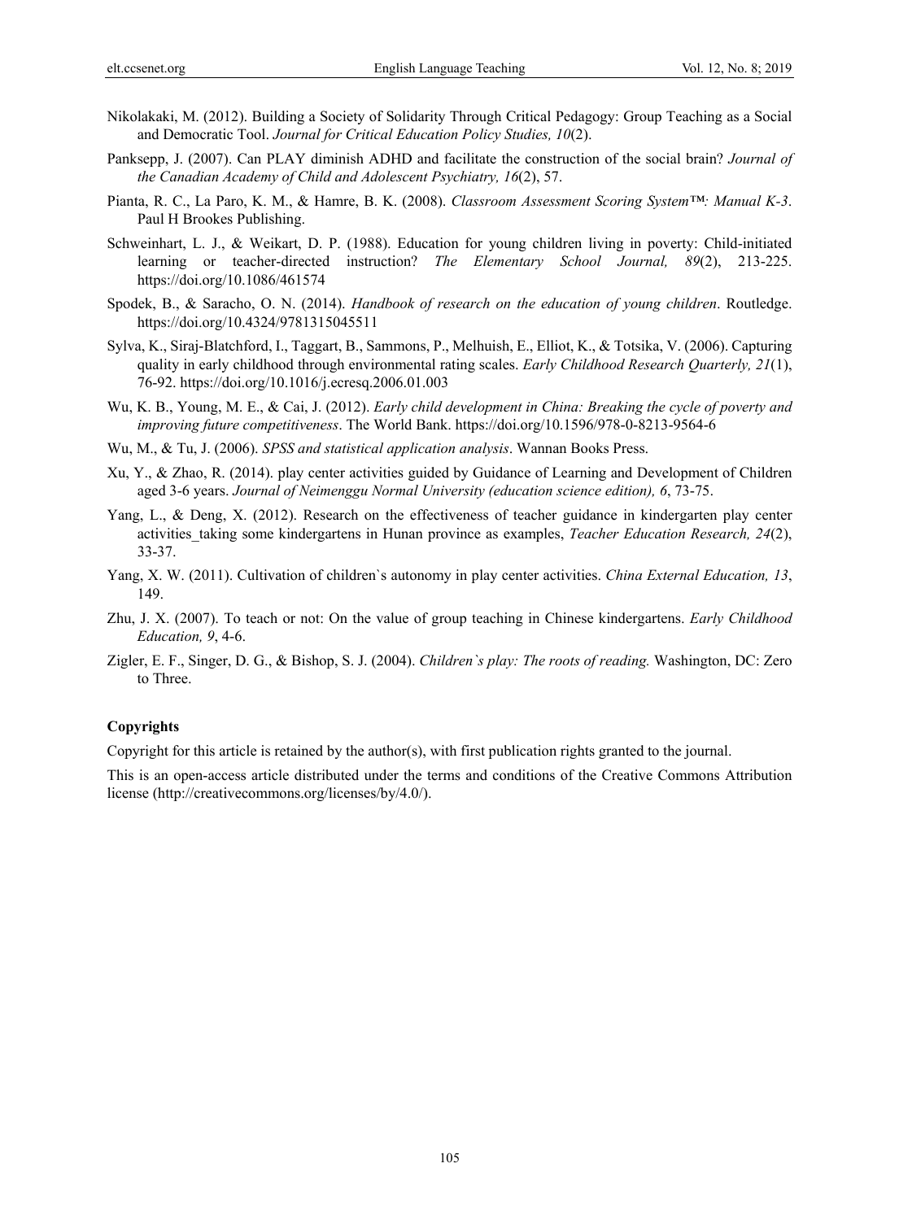Nikolakaki, M. (2012). Building a Society of Solidarity Through Critical Pedagogy: Group Teaching as a Social and Democratic Tool. *Journal for Critical Education Policy Studies, 10*(2).

Panksepp, J. (2007). Can PLAY diminish ADHD and facilitate the construction of the social brain? *Journal of the Canadian Academy of Child and Adolescent Psychiatry, 16*(2), 57.

Pianta, R. C., La Paro, K. M., & Hamre, B. K. (2008). *Classroom Assessment Scoring System™: Manual K-3*. Paul H Brookes Publishing.

Schweinhart, L. J., & Weikart, D. P. (1988). Education for young children living in poverty: Child-initiated learning or teacher-directed instruction? *The Elementary School Journal, 89*(2), 213-225. https://doi.org/10.1086/461574

Spodek, B., & Saracho, O. N. (2014). *Handbook of research on the education of young children*. Routledge. https://doi.org/10.4324/9781315045511

Sylva, K., Siraj-Blatchford, I., Taggart, B., Sammons, P., Melhuish, E., Elliot, K., & Totsika, V. (2006). Capturing quality in early childhood through environmental rating scales. *Early Childhood Research Quarterly, 21*(1), 76-92. https://doi.org/10.1016/j.ecresq.2006.01.003

Wu, K. B., Young, M. E., & Cai, J. (2012). *Early child development in China: Breaking the cycle of poverty and improving future competitiveness*. The World Bank. https://doi.org/10.1596/978-0-8213-9564-6

Wu, M., & Tu, J. (2006). *SPSS and statistical application analysis*. Wannan Books Press.

Xu, Y., & Zhao, R. (2014). play center activities guided by Guidance of Learning and Development of Children aged 3-6 years. *Journal of Neimenggu Normal University (education science edition), 6*, 73-75.

Yang, L., & Deng, X. (2012). Research on the effectiveness of teacher guidance in kindergarten play center activities_taking some kindergartens in Hunan province as examples, *Teacher Education Research, 24*(2), 33-37.

Yang, X. W. (2011). Cultivation of children`s autonomy in play center activities. *China External Education, 13*, 149.

Zhu, J. X. (2007). To teach or not: On the value of group teaching in Chinese kindergartens. *Early Childhood Education, 9*, 4-6.

Zigler, E. F., Singer, D. G., & Bishop, S. J. (2004). *Children`s play: The roots of reading.* Washington, DC: Zero to Three.

**Copyrights**

Copyright for this article is retained by the author(s), with first publication rights granted to the journal.

This is an open-access article distributed under the terms and conditions of the Creative Commons Attribution license (http://creativecommons.org/licenses/by/4.0/).